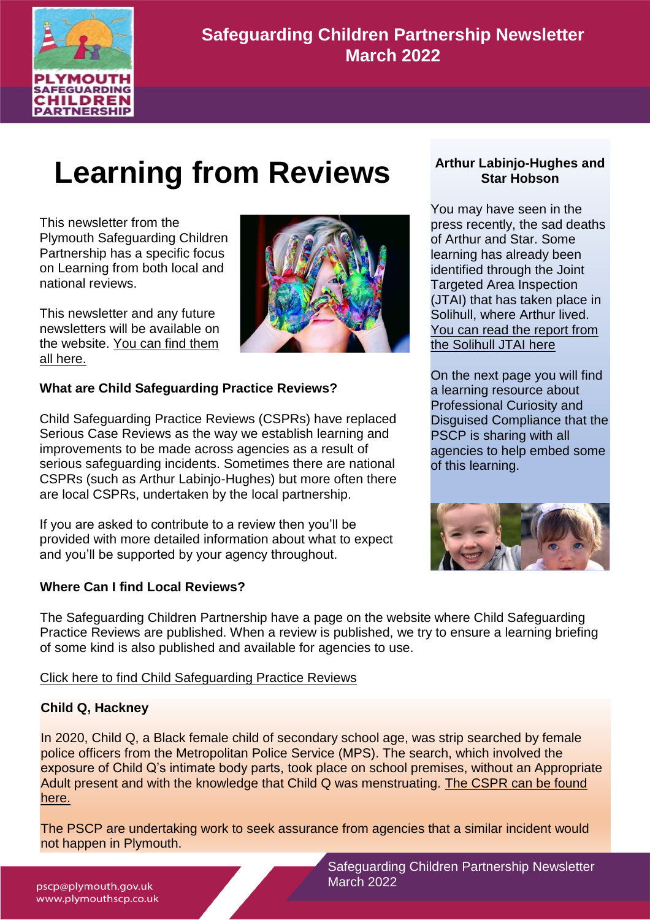# Learning from Reviews

This newsletter from the Plymouth Safeguarding Children Partnership has a specific focus on Learning from both local and national reviews.

This newsletter and any future newsletters will be available on the website. You can find them all here.

### What are Child Safeguarding Practice Reviews?

Child Safeguarding Practice Reviews (CSPRs) have replaced Serious Case Reviews as the way we establish learning and improvements to be made across agencies as a result of serious safeguarding incidents. Sometimes there are national CSPRs (such as Arthur Labinjo-Hughes) but more often there are local CSPRs, undertaken by the local partnership.

If you are asked to contribute to a review then you'll be provided with more detailed information about what to expect and you'll be supported by your agency throughout.

### Where Can I find Local Reviews?

The Safeguarding Children Partnership have a page on the website where Child Safeguarding Practice Reviews are published. When a review is published, we try to ensure a learning briefing of some kind is also published and available for agencies to use.

Click here to find Child Safeguarding Practice Reviews

### Child Q, Hackney

In 2020, Child Q, a Black female child of secondary school age, was strip searched by female police officers from the Metropolitan Police Service (MPS). The search, which involved the exposure of Child Q's intimate body parts, took place on school premises, without an Appropriate Adult present and with the knowledge that Child Q was menstruating. The CSPR can be found here.

The PSCP are undertaking work to seek assurance from agencies that a similar incident would not happen in Plymouth.

### Arthur Labinjo-Hughes and Star Hobson

You may have seen in the press recently, the sad deaths of Arthur and Star. Some learning has already been identified through the Joint Targeted Area Inspection (JTAI) that has taken place in Solihull, where Arthur lived. You can read the report from the Solihull JTAI here

On the next page you will find a learning resource about Professional Curiosity and Disguised Compliance that the PSCP is sharing with all agencies to help embed some of this learning.

pscp@plymouth.gov.uk
www.plymouthscp.co.uk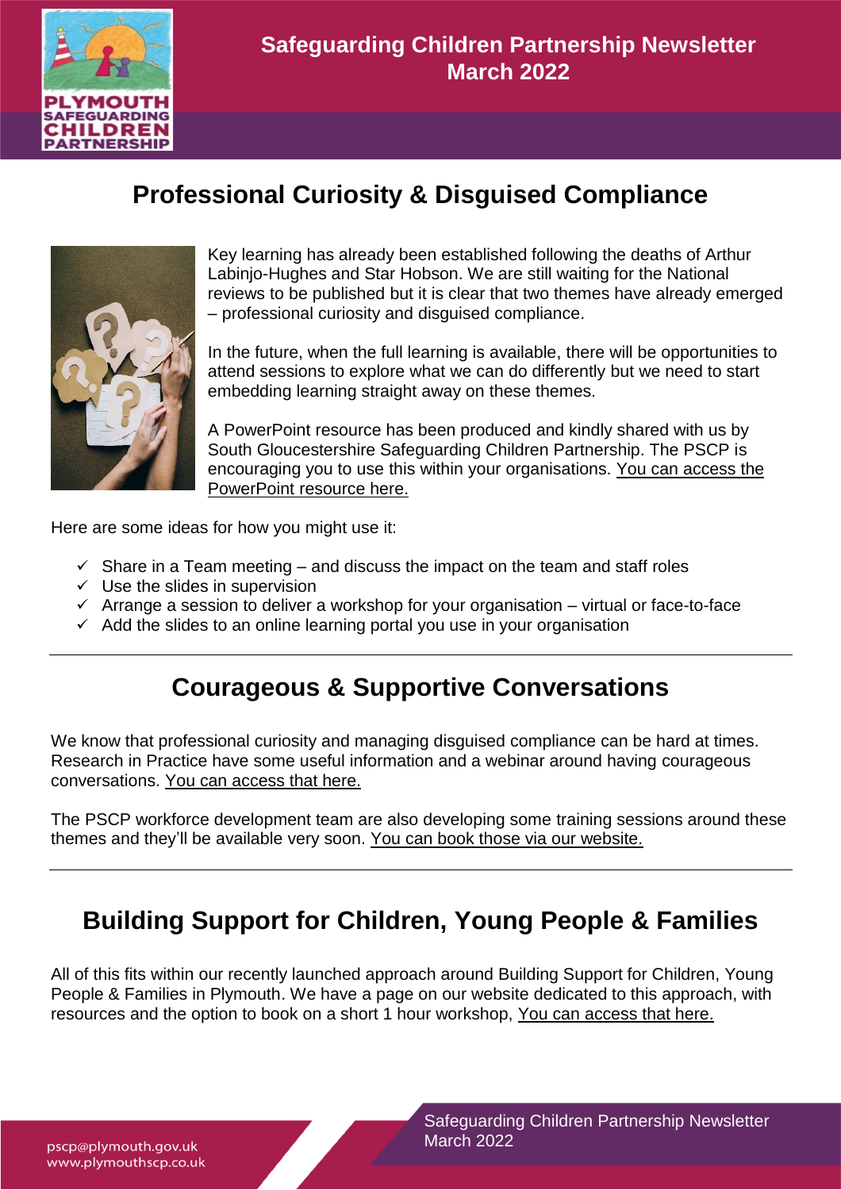# Professional Curiosity & Disguised Compliance

Key learning has already been established following the deaths of Arthur Labinjo-Hughes and Star Hobson. We are still waiting for the National reviews to be published but it is clear that two themes have already emerged – professional curiosity and disguised compliance.

In the future, when the full learning is available, there will be opportunities to attend sessions to explore what we can do differently but we need to start embedding learning straight away on these themes.

A PowerPoint resource has been produced and kindly shared with us by South Gloucestershire Safeguarding Children Partnership. The PSCP is encouraging you to use this within your organisations. You can access the PowerPoint resource here.

Here are some ideas for how you might use it:

- ✓ Share in a Team meeting – and discuss the impact on the team and staff roles
- ✓ Use the slides in supervision
- ✓ Arrange a session to deliver a workshop for your organisation – virtual or face-to-face
- ✓ Add the slides to an online learning portal you use in your organisation

---

# Courageous & Supportive Conversations

We know that professional curiosity and managing disguised compliance can be hard at times. Research in Practice have some useful information and a webinar around having courageous conversations. You can access that here.

The PSCP workforce development team are also developing some training sessions around these themes and they'll be available very soon. You can book those via our website.

---

# Building Support for Children, Young People & Families

All of this fits within our recently launched approach around Building Support for Children, Young People & Families in Plymouth. We have a page on our website dedicated to this approach, with resources and the option to book on a short 1 hour workshop, You can access that here.

pscp@plymouth.gov.uk
www.plymouthscp.co.uk